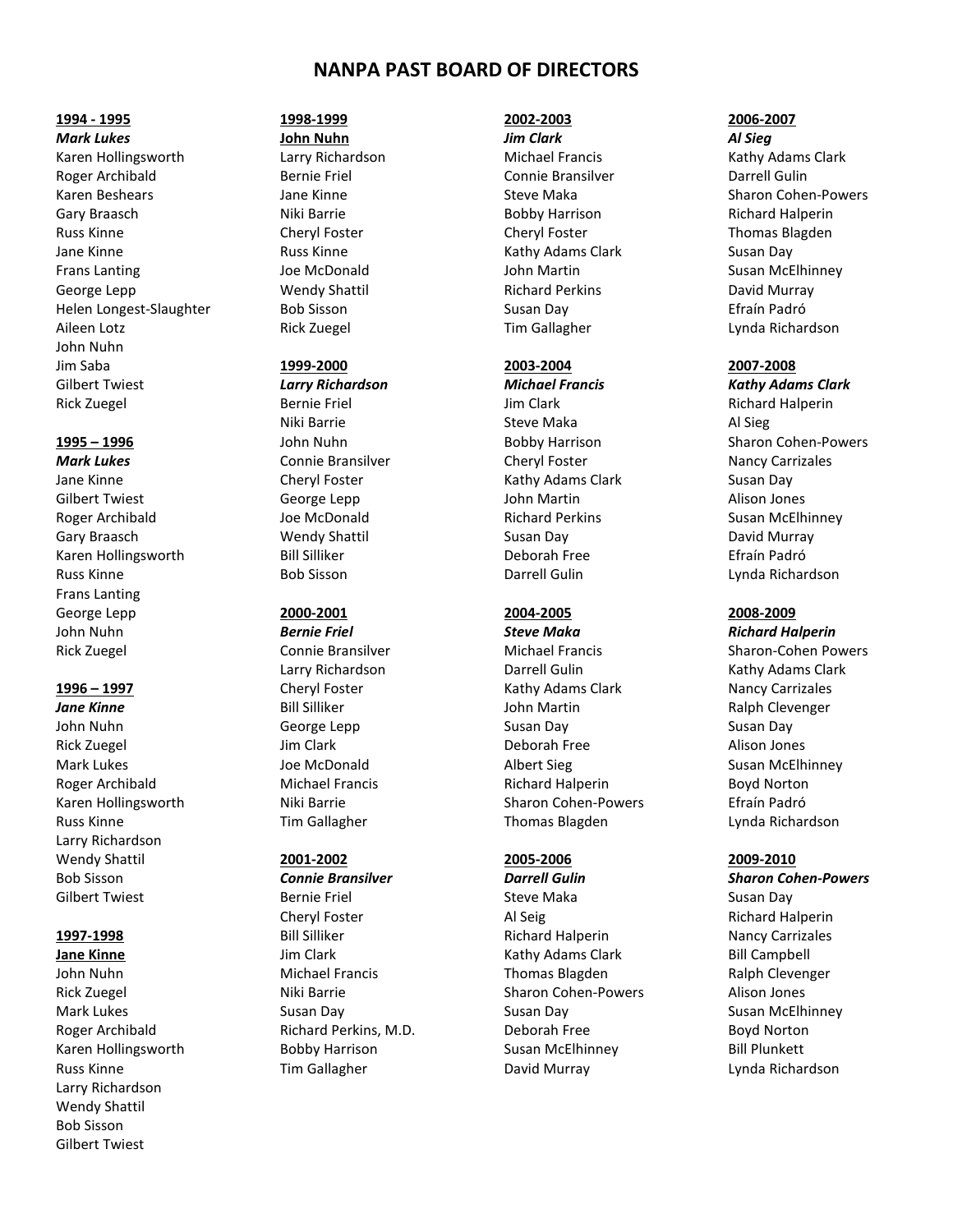# NANPA PAST BOARD OF DIRECTORS

**<u>1994 - 1995</u>**
***Mark Lukes***
Karen Hollingsworth
Roger Archibald
Karen Beshears
Gary Braasch
Russ Kinne
Jane Kinne
Frans Lanting
George Lepp
Helen Longest-Slaughter
Aileen Lotz
John Nuhn
Jim Saba
Gilbert Twiest
Rick Zuegel

**<u>1995 – 1996</u>**
***Mark Lukes***
Jane Kinne
Gilbert Twiest
Roger Archibald
Gary Braasch
Karen Hollingsworth
Russ Kinne
Frans Lanting
George Lepp
John Nuhn
Rick Zuegel

**<u>1996 – 1997</u>**
***Jane Kinne***
John Nuhn
Rick Zuegel
Mark Lukes
Roger Archibald
Karen Hollingsworth
Russ Kinne
Larry Richardson
Wendy Shattil
Bob Sisson
Gilbert Twiest

**<u>1997-1998</u>**
**<u>Jane Kinne</u>**
John Nuhn
Rick Zuegel
Mark Lukes
Roger Archibald
Karen Hollingsworth
Russ Kinne
Larry Richardson
Wendy Shattil
Bob Sisson
Gilbert Twiest

**<u>1998-1999</u>**
**<u>John Nuhn</u>**
Larry Richardson
Bernie Friel
Jane Kinne
Niki Barrie
Cheryl Foster
Russ Kinne
Joe McDonald
Wendy Shattil
Bob Sisson
Rick Zuegel

**<u>1999-2000</u>**
***Larry Richardson***
Bernie Friel
Niki Barrie
John Nuhn
Connie Bransilver
Cheryl Foster
George Lepp
Joe McDonald
Wendy Shattil
Bill Silliker
Bob Sisson

**<u>2000-2001</u>**
***Bernie Friel***
Connie Bransilver
Larry Richardson
Cheryl Foster
Bill Silliker
George Lepp
Jim Clark
Joe McDonald
Michael Francis
Niki Barrie
Tim Gallagher

**<u>2001-2002</u>**
***Connie Bransilver***
Bernie Friel
Cheryl Foster
Bill Silliker
Jim Clark
Michael Francis
Niki Barrie
Susan Day
Richard Perkins, M.D.
Bobby Harrison
Tim Gallagher

**<u>2002-2003</u>**
***Jim Clark***
Michael Francis
Connie Bransilver
Steve Maka
Bobby Harrison
Cheryl Foster
Kathy Adams Clark
John Martin
Richard Perkins
Susan Day
Tim Gallagher

**<u>2003-2004</u>**
***Michael Francis***
Jim Clark
Steve Maka
Bobby Harrison
Cheryl Foster
Kathy Adams Clark
John Martin
Richard Perkins
Susan Day
Deborah Free
Darrell Gulin

**<u>2004-2005</u>**
***Steve Maka***
Michael Francis
Darrell Gulin
Kathy Adams Clark
John Martin
Susan Day
Deborah Free
Albert Sieg
Richard Halperin
Sharon Cohen-Powers
Thomas Blagden

**<u>2005-2006</u>**
***Darrell Gulin***
Steve Maka
Al Seig
Richard Halperin
Kathy Adams Clark
Thomas Blagden
Sharon Cohen-Powers
Susan Day
Deborah Free
Susan McElhinney
David Murray

**<u>2006-2007</u>**
***Al Sieg***
Kathy Adams Clark
Darrell Gulin
Sharon Cohen-Powers
Richard Halperin
Thomas Blagden
Susan Day
Susan McElhinney
David Murray
Efraín Padró
Lynda Richardson

**<u>2007-2008</u>**
***Kathy Adams Clark***
Richard Halperin
Al Sieg
Sharon Cohen-Powers
Nancy Carrizales
Susan Day
Alison Jones
Susan McElhinney
David Murray
Efraín Padró
Lynda Richardson

**<u>2008-2009</u>**
***Richard Halperin***
Sharon-Cohen Powers
Kathy Adams Clark
Nancy Carrizales
Ralph Clevenger
Susan Day
Alison Jones
Susan McElhinney
Boyd Norton
Efraín Padró
Lynda Richardson

**<u>2009-2010</u>**
***Sharon Cohen-Powers***
Susan Day
Richard Halperin
Nancy Carrizales
Bill Campbell
Ralph Clevenger
Alison Jones
Susan McElhinney
Boyd Norton
Bill Plunkett
Lynda Richardson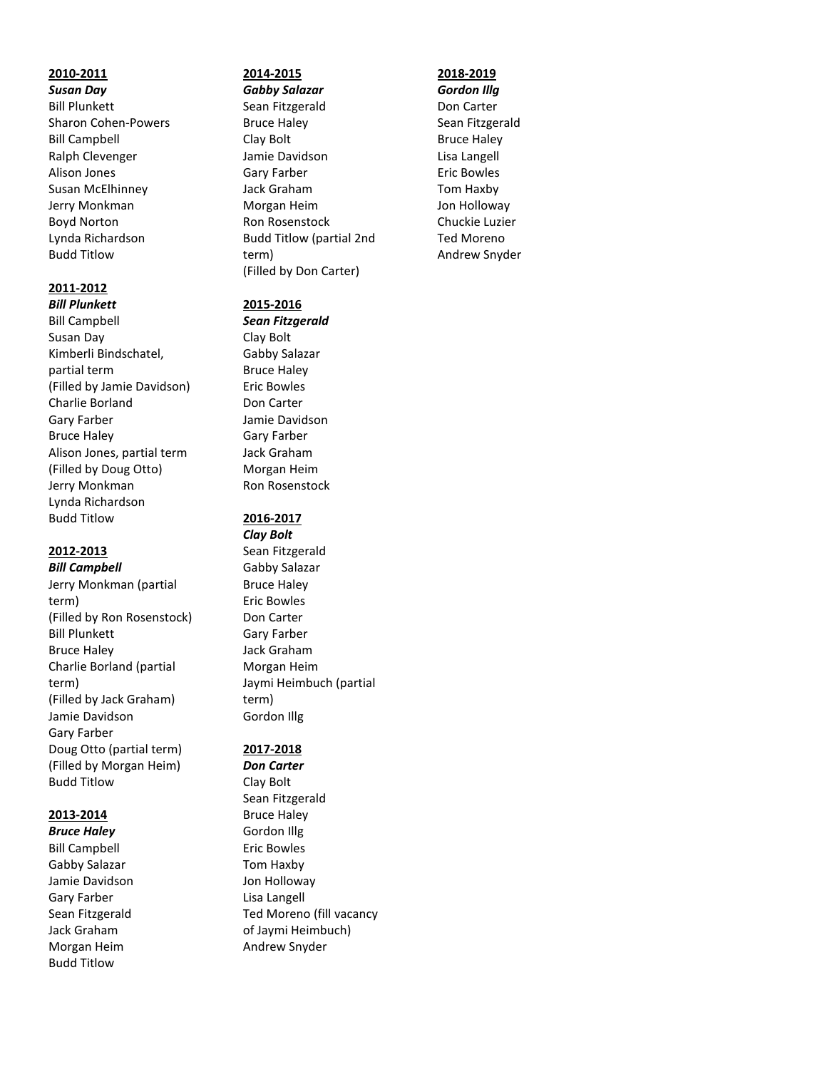**2010-2011**

***Susan Day***

Bill Plunkett
Sharon Cohen-Powers
Bill Campbell
Ralph Clevenger
Alison Jones
Susan McElhinney
Jerry Monkman
Boyd Norton
Lynda Richardson
Budd Titlow

**2011-2012**

***Bill Plunkett***

Bill Campbell
Susan Day
Kimberli Bindschatel, partial term
(Filled by Jamie Davidson)
Charlie Borland
Gary Farber
Bruce Haley
Alison Jones, partial term
(Filled by Doug Otto)
Jerry Monkman
Lynda Richardson
Budd Titlow

**2012-2013**

***Bill Campbell***

Jerry Monkman (partial term)
(Filled by Ron Rosenstock)
Bill Plunkett
Bruce Haley
Charlie Borland (partial term)
(Filled by Jack Graham)
Jamie Davidson
Gary Farber
Doug Otto (partial term)
(Filled by Morgan Heim)
Budd Titlow

**2013-2014**

***Bruce Haley***

Bill Campbell
Gabby Salazar
Jamie Davidson
Gary Farber
Sean Fitzgerald
Jack Graham
Morgan Heim
Budd Titlow

**2014-2015**

***Gabby Salazar***

Sean Fitzgerald
Bruce Haley
Clay Bolt
Jamie Davidson
Gary Farber
Jack Graham
Morgan Heim
Ron Rosenstock
Budd Titlow (partial 2nd term)
(Filled by Don Carter)

**2015-2016**

***Sean Fitzgerald***

Clay Bolt
Gabby Salazar
Bruce Haley
Eric Bowles
Don Carter
Jamie Davidson
Gary Farber
Jack Graham
Morgan Heim
Ron Rosenstock

**2016-2017**

***Clay Bolt***

Sean Fitzgerald
Gabby Salazar
Bruce Haley
Eric Bowles
Don Carter
Gary Farber
Jack Graham
Morgan Heim
Jaymi Heimbuch (partial term)
Gordon Illg

**2017-2018**

***Don Carter***

Clay Bolt
Sean Fitzgerald
Bruce Haley
Gordon Illg
Eric Bowles
Tom Haxby
Jon Holloway
Lisa Langell
Ted Moreno (fill vacancy of Jaymi Heimbuch)
Andrew Snyder

**2018-2019**

***Gordon Illg***

Don Carter
Sean Fitzgerald
Bruce Haley
Lisa Langell
Eric Bowles
Tom Haxby
Jon Holloway
Chuckie Luzier
Ted Moreno
Andrew Snyder